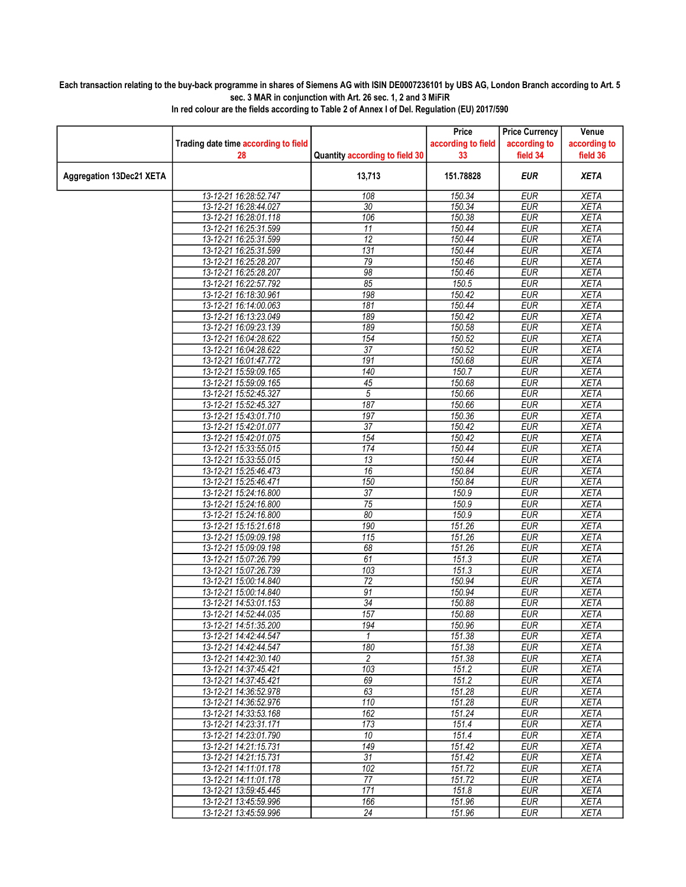**Each transaction relating to the buy-back programme in shares of Siemens AG with ISIN DE0007236101 by UBS AG, London Branch according to Art. 5 sec. 3 MAR in conjunction with Art. 26 sec. 1, 2 and 3 MiFiR**

**In red colour are the fields according to Table 2 of Annex I of Del. Regulation (EU) 2017/590**

| | Trading date time according to field 28 | Quantity according to field 30 | Price according to field 33 | Price Currency according to field 34 | Venue according to field 36 |
|---|---|---|---|---|---|
| **Aggregation 13Dec21 XETA** | | **13,713** | **151.78828** | ***EUR*** | ***XETA*** |
| | 13-12-21 16:28:52.747 | 108 | 150.34 | EUR | XETA |
| | 13-12-21 16:28:44.027 | 30 | 150.34 | EUR | XETA |
| | 13-12-21 16:28:01.118 | 106 | 150.38 | EUR | XETA |
| | 13-12-21 16:25:31.599 | 11 | 150.44 | EUR | XETA |
| | 13-12-21 16:25:31.599 | 12 | 150.44 | EUR | XETA |
| | 13-12-21 16:25:31.599 | 131 | 150.44 | EUR | XETA |
| | 13-12-21 16:25:28.207 | 79 | 150.46 | EUR | XETA |
| | 13-12-21 16:25:28.207 | 98 | 150.46 | EUR | XETA |
| | 13-12-21 16:22:57.792 | 85 | 150.5 | EUR | XETA |
| | 13-12-21 16:18:30.961 | 198 | 150.42 | EUR | XETA |
| | 13-12-21 16:14:00.063 | 181 | 150.44 | EUR | XETA |
| | 13-12-21 16:13:23.049 | 189 | 150.42 | EUR | XETA |
| | 13-12-21 16:09:23.139 | 189 | 150.58 | EUR | XETA |
| | 13-12-21 16:04:28.622 | 154 | 150.52 | EUR | XETA |
| | 13-12-21 16:04:28.622 | 37 | 150.52 | EUR | XETA |
| | 13-12-21 16:01:47.772 | 191 | 150.68 | EUR | XETA |
| | 13-12-21 15:59:09.165 | 140 | 150.7 | EUR | XETA |
| | 13-12-21 15:59:09.165 | 45 | 150.68 | EUR | XETA |
| | 13-12-21 15:52:45.327 | 5 | 150.66 | EUR | XETA |
| | 13-12-21 15:52:45.327 | 187 | 150.66 | EUR | XETA |
| | 13-12-21 15:43:01.710 | 197 | 150.36 | EUR | XETA |
| | 13-12-21 15:42:01.077 | 37 | 150.42 | EUR | XETA |
| | 13-12-21 15:42:01.075 | 154 | 150.42 | EUR | XETA |
| | 13-12-21 15:33:55.015 | 174 | 150.44 | EUR | XETA |
| | 13-12-21 15:33:55.015 | 13 | 150.44 | EUR | XETA |
| | 13-12-21 15:25:46.473 | 16 | 150.84 | EUR | XETA |
| | 13-12-21 15:25:46.471 | 150 | 150.84 | EUR | XETA |
| | 13-12-21 15:24:16.800 | 37 | 150.9 | EUR | XETA |
| | 13-12-21 15:24:16.800 | 75 | 150.9 | EUR | XETA |
| | 13-12-21 15:24:16.800 | 80 | 150.9 | EUR | XETA |
| | 13-12-21 15:15:21.618 | 190 | 151.26 | EUR | XETA |
| | 13-12-21 15:09:09.198 | 115 | 151.26 | EUR | XETA |
| | 13-12-21 15:09:09.198 | 68 | 151.26 | EUR | XETA |
| | 13-12-21 15:07:26.799 | 61 | 151.3 | EUR | XETA |
| | 13-12-21 15:07:26.739 | 103 | 151.3 | EUR | XETA |
| | 13-12-21 15:00:14.840 | 72 | 150.94 | EUR | XETA |
| | 13-12-21 15:00:14.840 | 91 | 150.94 | EUR | XETA |
| | 13-12-21 14:53:01.153 | 34 | 150.88 | EUR | XETA |
| | 13-12-21 14:52:44.035 | 157 | 150.88 | EUR | XETA |
| | 13-12-21 14:51:35.200 | 194 | 150.96 | EUR | XETA |
| | 13-12-21 14:42:44.547 | 1 | 151.38 | EUR | XETA |
| | 13-12-21 14:42:44.547 | 180 | 151.38 | EUR | XETA |
| | 13-12-21 14:42:30.140 | 2 | 151.38 | EUR | XETA |
| | 13-12-21 14:37:45.421 | 103 | 151.2 | EUR | XETA |
| | 13-12-21 14:37:45.421 | 69 | 151.2 | EUR | XETA |
| | 13-12-21 14:36:52.978 | 63 | 151.28 | EUR | XETA |
| | 13-12-21 14:36:52.976 | 110 | 151.28 | EUR | XETA |
| | 13-12-21 14:33:53.168 | 162 | 151.24 | EUR | XETA |
| | 13-12-21 14:23:31.171 | 173 | 151.4 | EUR | XETA |
| | 13-12-21 14:23:01.790 | 10 | 151.4 | EUR | XETA |
| | 13-12-21 14:21:15.731 | 149 | 151.42 | EUR | XETA |
| | 13-12-21 14:21:15.731 | 31 | 151.42 | EUR | XETA |
| | 13-12-21 14:11:01.178 | 102 | 151.72 | EUR | XETA |
| | 13-12-21 14:11:01.178 | 77 | 151.72 | EUR | XETA |
| | 13-12-21 13:59:45.445 | 171 | 151.8 | EUR | XETA |
| | 13-12-21 13:45:59.996 | 166 | 151.96 | EUR | XETA |
| | 13-12-21 13:45:59.996 | 24 | 151.96 | EUR | XETA |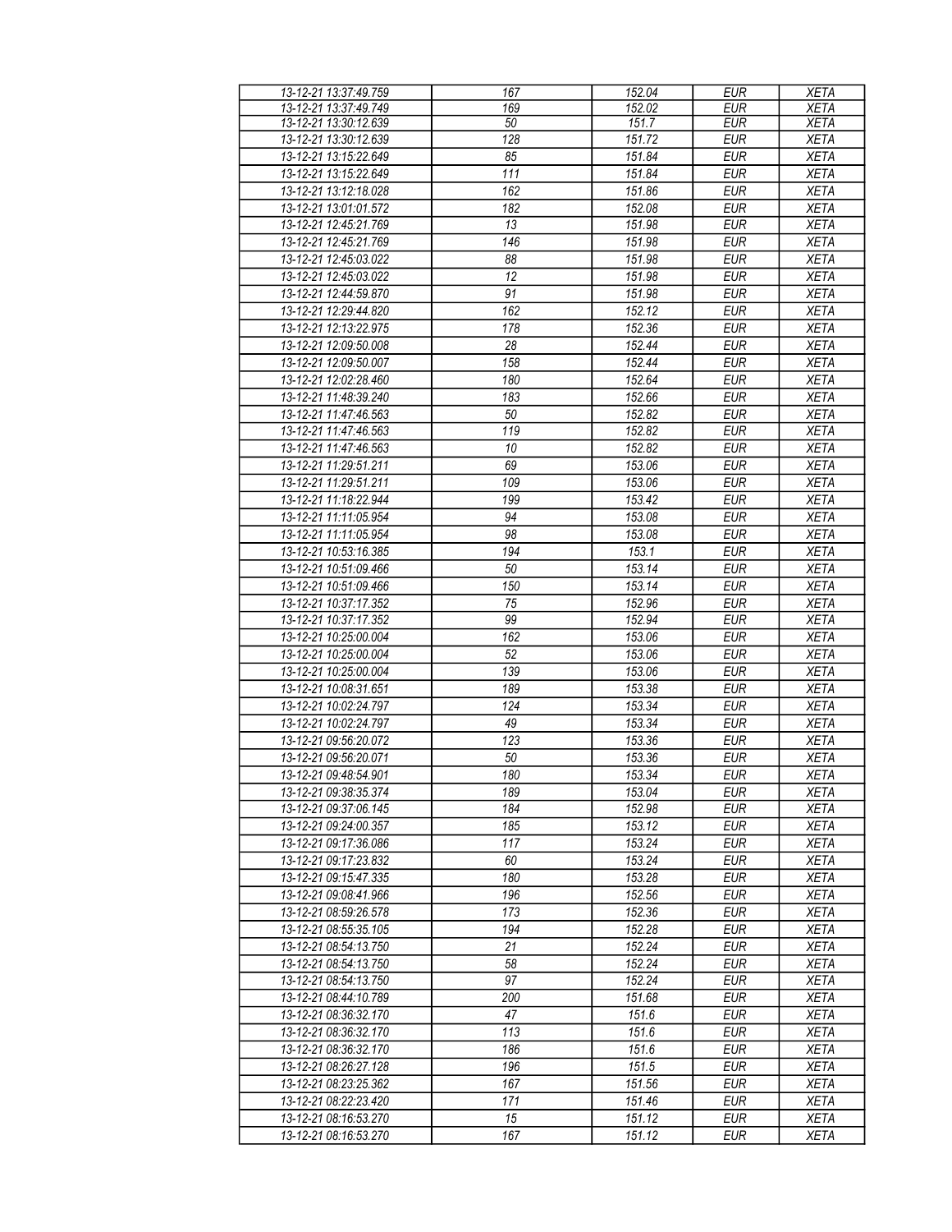| 13-12-21 13:37:49.759 | 167 | 152.04 | EUR | XETA |
|---|---|---|---|---|
| 13-12-21 13:37:49.749 | 169 | 152.02 | EUR | XETA |
| 13-12-21 13:30:12.639 | 50 | 151.7 | EUR | XETA |
| 13-12-21 13:30:12.639 | 128 | 151.72 | EUR | XETA |
| 13-12-21 13:15:22.649 | 85 | 151.84 | EUR | XETA |
| 13-12-21 13:15:22.649 | 111 | 151.84 | EUR | XETA |
| 13-12-21 13:12:18.028 | 162 | 151.86 | EUR | XETA |
| 13-12-21 13:01:01.572 | 182 | 152.08 | EUR | XETA |
| 13-12-21 12:45:21.769 | 13 | 151.98 | EUR | XETA |
| 13-12-21 12:45:21.769 | 146 | 151.98 | EUR | XETA |
| 13-12-21 12:45:03.022 | 88 | 151.98 | EUR | XETA |
| 13-12-21 12:45:03.022 | 12 | 151.98 | EUR | XETA |
| 13-12-21 12:44:59.870 | 91 | 151.98 | EUR | XETA |
| 13-12-21 12:29:44.820 | 162 | 152.12 | EUR | XETA |
| 13-12-21 12:13:22.975 | 178 | 152.36 | EUR | XETA |
| 13-12-21 12:09:50.008 | 28 | 152.44 | EUR | XETA |
| 13-12-21 12:09:50.007 | 158 | 152.44 | EUR | XETA |
| 13-12-21 12:02:28.460 | 180 | 152.64 | EUR | XETA |
| 13-12-21 11:48:39.240 | 183 | 152.66 | EUR | XETA |
| 13-12-21 11:47:46.563 | 50 | 152.82 | EUR | XETA |
| 13-12-21 11:47:46.563 | 119 | 152.82 | EUR | XETA |
| 13-12-21 11:47:46.563 | 10 | 152.82 | EUR | XETA |
| 13-12-21 11:29:51.211 | 69 | 153.06 | EUR | XETA |
| 13-12-21 11:29:51.211 | 109 | 153.06 | EUR | XETA |
| 13-12-21 11:18:22.944 | 199 | 153.42 | EUR | XETA |
| 13-12-21 11:11:05.954 | 94 | 153.08 | EUR | XETA |
| 13-12-21 11:11:05.954 | 98 | 153.08 | EUR | XETA |
| 13-12-21 10:53:16.385 | 194 | 153.1 | EUR | XETA |
| 13-12-21 10:51:09.466 | 50 | 153.14 | EUR | XETA |
| 13-12-21 10:51:09.466 | 150 | 153.14 | EUR | XETA |
| 13-12-21 10:37:17.352 | 75 | 152.96 | EUR | XETA |
| 13-12-21 10:37:17.352 | 99 | 152.94 | EUR | XETA |
| 13-12-21 10:25:00.004 | 162 | 153.06 | EUR | XETA |
| 13-12-21 10:25:00.004 | 52 | 153.06 | EUR | XETA |
| 13-12-21 10:25:00.004 | 139 | 153.06 | EUR | XETA |
| 13-12-21 10:08:31.651 | 189 | 153.38 | EUR | XETA |
| 13-12-21 10:02:24.797 | 124 | 153.34 | EUR | XETA |
| 13-12-21 10:02:24.797 | 49 | 153.34 | EUR | XETA |
| 13-12-21 09:56:20.072 | 123 | 153.36 | EUR | XETA |
| 13-12-21 09:56:20.071 | 50 | 153.36 | EUR | XETA |
| 13-12-21 09:48:54.901 | 180 | 153.34 | EUR | XETA |
| 13-12-21 09:38:35.374 | 189 | 153.04 | EUR | XETA |
| 13-12-21 09:37:06.145 | 184 | 152.98 | EUR | XETA |
| 13-12-21 09:24:00.357 | 185 | 153.12 | EUR | XETA |
| 13-12-21 09:17:36.086 | 117 | 153.24 | EUR | XETA |
| 13-12-21 09:17:23.832 | 60 | 153.24 | EUR | XETA |
| 13-12-21 09:15:47.335 | 180 | 153.28 | EUR | XETA |
| 13-12-21 09:08:41.966 | 196 | 152.56 | EUR | XETA |
| 13-12-21 08:59:26.578 | 173 | 152.36 | EUR | XETA |
| 13-12-21 08:55:35.105 | 194 | 152.28 | EUR | XETA |
| 13-12-21 08:54:13.750 | 21 | 152.24 | EUR | XETA |
| 13-12-21 08:54:13.750 | 58 | 152.24 | EUR | XETA |
| 13-12-21 08:54:13.750 | 97 | 152.24 | EUR | XETA |
| 13-12-21 08:44:10.789 | 200 | 151.68 | EUR | XETA |
| 13-12-21 08:36:32.170 | 47 | 151.6 | EUR | XETA |
| 13-12-21 08:36:32.170 | 113 | 151.6 | EUR | XETA |
| 13-12-21 08:36:32.170 | 186 | 151.6 | EUR | XETA |
| 13-12-21 08:26:27.128 | 196 | 151.5 | EUR | XETA |
| 13-12-21 08:23:25.362 | 167 | 151.56 | EUR | XETA |
| 13-12-21 08:22:23.420 | 171 | 151.46 | EUR | XETA |
| 13-12-21 08:16:53.270 | 15 | 151.12 | EUR | XETA |
| 13-12-21 08:16:53.270 | 167 | 151.12 | EUR | XETA |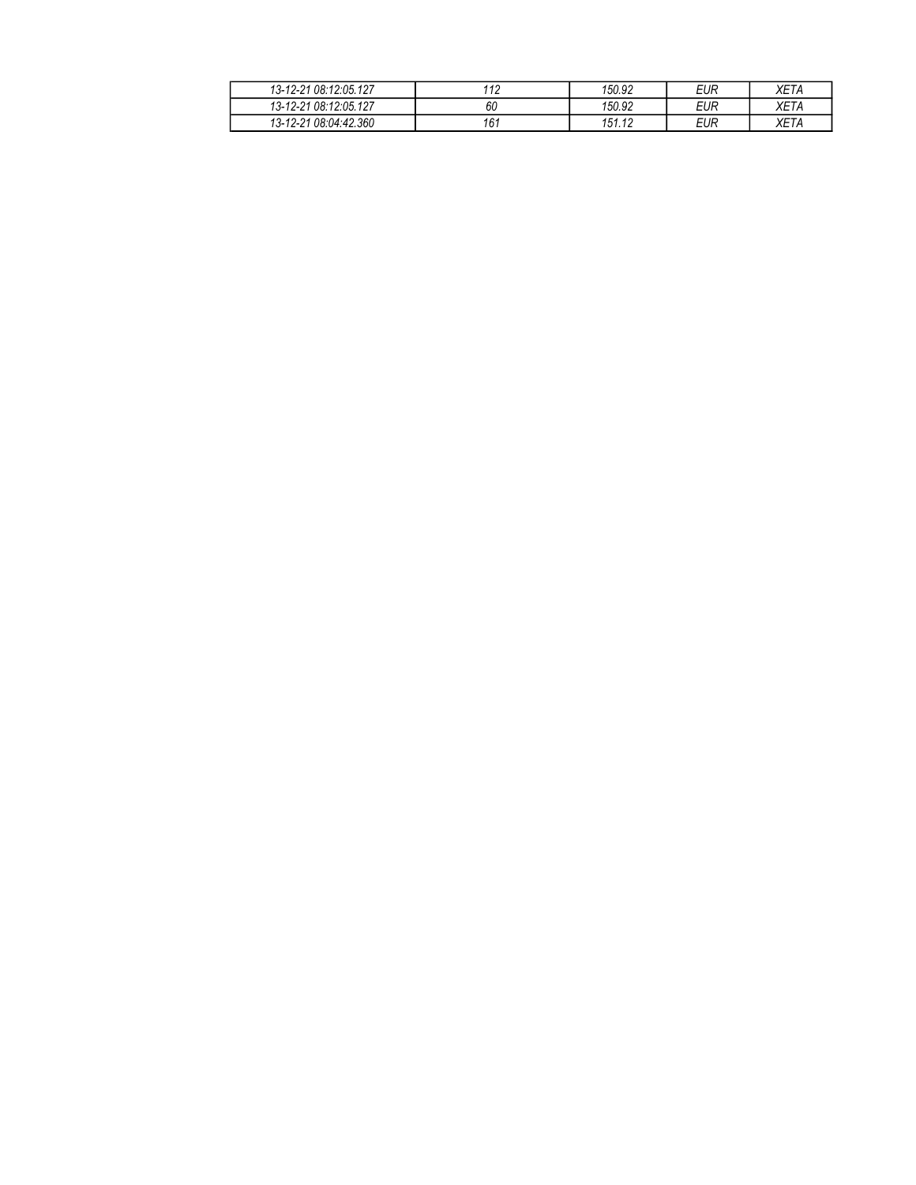| | | | | |
|---|---|---|---|---|
| *13-12-21 08:12:05.127* | *112* | *150.92* | *EUR* | *XETA* |
| *13-12-21 08:12:05.127* | *60* | *150.92* | *EUR* | *XETA* |
| *13-12-21 08:04:42.360* | *161* | *151.12* | *EUR* | *XETA* |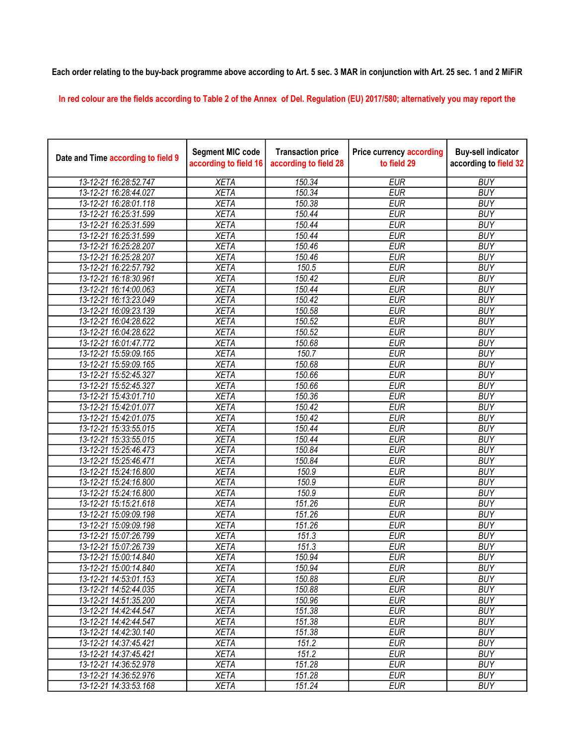**Each order relating to the buy-back programme above according to Art. 5 sec. 3 MAR in conjunction with Art. 25 sec. 1 and 2 MiFiR**

In red colour are the fields according to Table 2 of the Annex of Del. Regulation (EU) 2017/580; alternatively you may report the

| Date and Time according to field 9 | Segment MIC code according to field 16 | Transaction price according to field 28 | Price currency according to field 29 | Buy-sell indicator according to field 32 |
|---|---|---|---|---|
| 13-12-21 16:28:52.747 | XETA | 150.34 | EUR | BUY |
| 13-12-21 16:28:44.027 | XETA | 150.34 | EUR | BUY |
| 13-12-21 16:28:01.118 | XETA | 150.38 | EUR | BUY |
| 13-12-21 16:25:31.599 | XETA | 150.44 | EUR | BUY |
| 13-12-21 16:25:31.599 | XETA | 150.44 | EUR | BUY |
| 13-12-21 16:25:31.599 | XETA | 150.44 | EUR | BUY |
| 13-12-21 16:25:28.207 | XETA | 150.46 | EUR | BUY |
| 13-12-21 16:25:28.207 | XETA | 150.46 | EUR | BUY |
| 13-12-21 16:22:57.792 | XETA | 150.5 | EUR | BUY |
| 13-12-21 16:18:30.961 | XETA | 150.42 | EUR | BUY |
| 13-12-21 16:14:00.063 | XETA | 150.44 | EUR | BUY |
| 13-12-21 16:13:23.049 | XETA | 150.42 | EUR | BUY |
| 13-12-21 16:09:23.139 | XETA | 150.58 | EUR | BUY |
| 13-12-21 16:04:28.622 | XETA | 150.52 | EUR | BUY |
| 13-12-21 16:04:28.622 | XETA | 150.52 | EUR | BUY |
| 13-12-21 16:01:47.772 | XETA | 150.68 | EUR | BUY |
| 13-12-21 15:59:09.165 | XETA | 150.7 | EUR | BUY |
| 13-12-21 15:59:09.165 | XETA | 150.68 | EUR | BUY |
| 13-12-21 15:52:45.327 | XETA | 150.66 | EUR | BUY |
| 13-12-21 15:52:45.327 | XETA | 150.66 | EUR | BUY |
| 13-12-21 15:43:01.710 | XETA | 150.36 | EUR | BUY |
| 13-12-21 15:42:01.077 | XETA | 150.42 | EUR | BUY |
| 13-12-21 15:42:01.075 | XETA | 150.42 | EUR | BUY |
| 13-12-21 15:33:55.015 | XETA | 150.44 | EUR | BUY |
| 13-12-21 15:33:55.015 | XETA | 150.44 | EUR | BUY |
| 13-12-21 15:25:46.473 | XETA | 150.84 | EUR | BUY |
| 13-12-21 15:25:46.471 | XETA | 150.84 | EUR | BUY |
| 13-12-21 15:24:16.800 | XETA | 150.9 | EUR | BUY |
| 13-12-21 15:24:16.800 | XETA | 150.9 | EUR | BUY |
| 13-12-21 15:24:16.800 | XETA | 150.9 | EUR | BUY |
| 13-12-21 15:15:21.618 | XETA | 151.26 | EUR | BUY |
| 13-12-21 15:09:09.198 | XETA | 151.26 | EUR | BUY |
| 13-12-21 15:09:09.198 | XETA | 151.26 | EUR | BUY |
| 13-12-21 15:07:26.799 | XETA | 151.3 | EUR | BUY |
| 13-12-21 15:07:26.739 | XETA | 151.3 | EUR | BUY |
| 13-12-21 15:00:14.840 | XETA | 150.94 | EUR | BUY |
| 13-12-21 15:00:14.840 | XETA | 150.94 | EUR | BUY |
| 13-12-21 14:53:01.153 | XETA | 150.88 | EUR | BUY |
| 13-12-21 14:52:44.035 | XETA | 150.88 | EUR | BUY |
| 13-12-21 14:51:35.200 | XETA | 150.96 | EUR | BUY |
| 13-12-21 14:42:44.547 | XETA | 151.38 | EUR | BUY |
| 13-12-21 14:42:44.547 | XETA | 151.38 | EUR | BUY |
| 13-12-21 14:42:30.140 | XETA | 151.38 | EUR | BUY |
| 13-12-21 14:37:45.421 | XETA | 151.2 | EUR | BUY |
| 13-12-21 14:37:45.421 | XETA | 151.2 | EUR | BUY |
| 13-12-21 14:36:52.978 | XETA | 151.28 | EUR | BUY |
| 13-12-21 14:36:52.976 | XETA | 151.28 | EUR | BUY |
| 13-12-21 14:33:53.168 | XETA | 151.24 | EUR | BUY |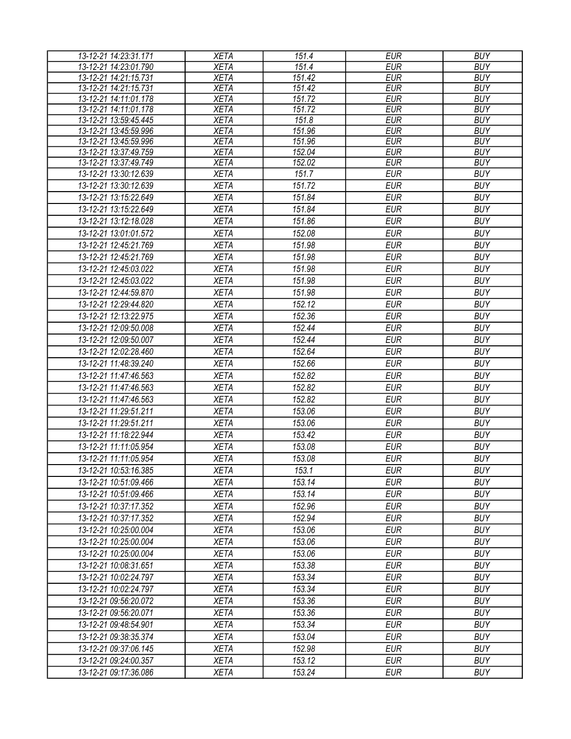| 13-12-21 14:23:31.171 | XETA | 151.4 | EUR | BUY |
|---|---|---|---|---|
| 13-12-21 14:23:01.790 | XETA | 151.4 | EUR | BUY |
| 13-12-21 14:21:15.731 | XETA | 151.42 | EUR | BUY |
| 13-12-21 14:21:15.731 | XETA | 151.42 | EUR | BUY |
| 13-12-21 14:11:01.178 | XETA | 151.72 | EUR | BUY |
| 13-12-21 14:11:01.178 | XETA | 151.72 | EUR | BUY |
| 13-12-21 13:59:45.445 | XETA | 151.8 | EUR | BUY |
| 13-12-21 13:45:59.996 | XETA | 151.96 | EUR | BUY |
| 13-12-21 13:45:59.996 | XETA | 151.96 | EUR | BUY |
| 13-12-21 13:37:49.759 | XETA | 152.04 | EUR | BUY |
| 13-12-21 13:37:49.749 | XETA | 152.02 | EUR | BUY |
| 13-12-21 13:30:12.639 | XETA | 151.7 | EUR | BUY |
| 13-12-21 13:30:12.639 | XETA | 151.72 | EUR | BUY |
| 13-12-21 13:15:22.649 | XETA | 151.84 | EUR | BUY |
| 13-12-21 13:15:22.649 | XETA | 151.84 | EUR | BUY |
| 13-12-21 13:12:18.028 | XETA | 151.86 | EUR | BUY |
| 13-12-21 13:01:01.572 | XETA | 152.08 | EUR | BUY |
| 13-12-21 12:45:21.769 | XETA | 151.98 | EUR | BUY |
| 13-12-21 12:45:21.769 | XETA | 151.98 | EUR | BUY |
| 13-12-21 12:45:03.022 | XETA | 151.98 | EUR | BUY |
| 13-12-21 12:45:03.022 | XETA | 151.98 | EUR | BUY |
| 13-12-21 12:44:59.870 | XETA | 151.98 | EUR | BUY |
| 13-12-21 12:29:44.820 | XETA | 152.12 | EUR | BUY |
| 13-12-21 12:13:22.975 | XETA | 152.36 | EUR | BUY |
| 13-12-21 12:09:50.008 | XETA | 152.44 | EUR | BUY |
| 13-12-21 12:09:50.007 | XETA | 152.44 | EUR | BUY |
| 13-12-21 12:02:28.460 | XETA | 152.64 | EUR | BUY |
| 13-12-21 11:48:39.240 | XETA | 152.66 | EUR | BUY |
| 13-12-21 11:47:46.563 | XETA | 152.82 | EUR | BUY |
| 13-12-21 11:47:46.563 | XETA | 152.82 | EUR | BUY |
| 13-12-21 11:47:46.563 | XETA | 152.82 | EUR | BUY |
| 13-12-21 11:29:51.211 | XETA | 153.06 | EUR | BUY |
| 13-12-21 11:29:51.211 | XETA | 153.06 | EUR | BUY |
| 13-12-21 11:18:22.944 | XETA | 153.42 | EUR | BUY |
| 13-12-21 11:11:05.954 | XETA | 153.08 | EUR | BUY |
| 13-12-21 11:11:05.954 | XETA | 153.08 | EUR | BUY |
| 13-12-21 10:53:16.385 | XETA | 153.1 | EUR | BUY |
| 13-12-21 10:51:09.466 | XETA | 153.14 | EUR | BUY |
| 13-12-21 10:51:09.466 | XETA | 153.14 | EUR | BUY |
| 13-12-21 10:37:17.352 | XETA | 152.96 | EUR | BUY |
| 13-12-21 10:37:17.352 | XETA | 152.94 | EUR | BUY |
| 13-12-21 10:25:00.004 | XETA | 153.06 | EUR | BUY |
| 13-12-21 10:25:00.004 | XETA | 153.06 | EUR | BUY |
| 13-12-21 10:25:00.004 | XETA | 153.06 | EUR | BUY |
| 13-12-21 10:08:31.651 | XETA | 153.38 | EUR | BUY |
| 13-12-21 10:02:24.797 | XETA | 153.34 | EUR | BUY |
| 13-12-21 10:02:24.797 | XETA | 153.34 | EUR | BUY |
| 13-12-21 09:56:20.072 | XETA | 153.36 | EUR | BUY |
| 13-12-21 09:56:20.071 | XETA | 153.36 | EUR | BUY |
| 13-12-21 09:48:54.901 | XETA | 153.34 | EUR | BUY |
| 13-12-21 09:38:35.374 | XETA | 153.04 | EUR | BUY |
| 13-12-21 09:37:06.145 | XETA | 152.98 | EUR | BUY |
| 13-12-21 09:24:00.357 | XETA | 153.12 | EUR | BUY |
| 13-12-21 09:17:36.086 | XETA | 153.24 | EUR | BUY |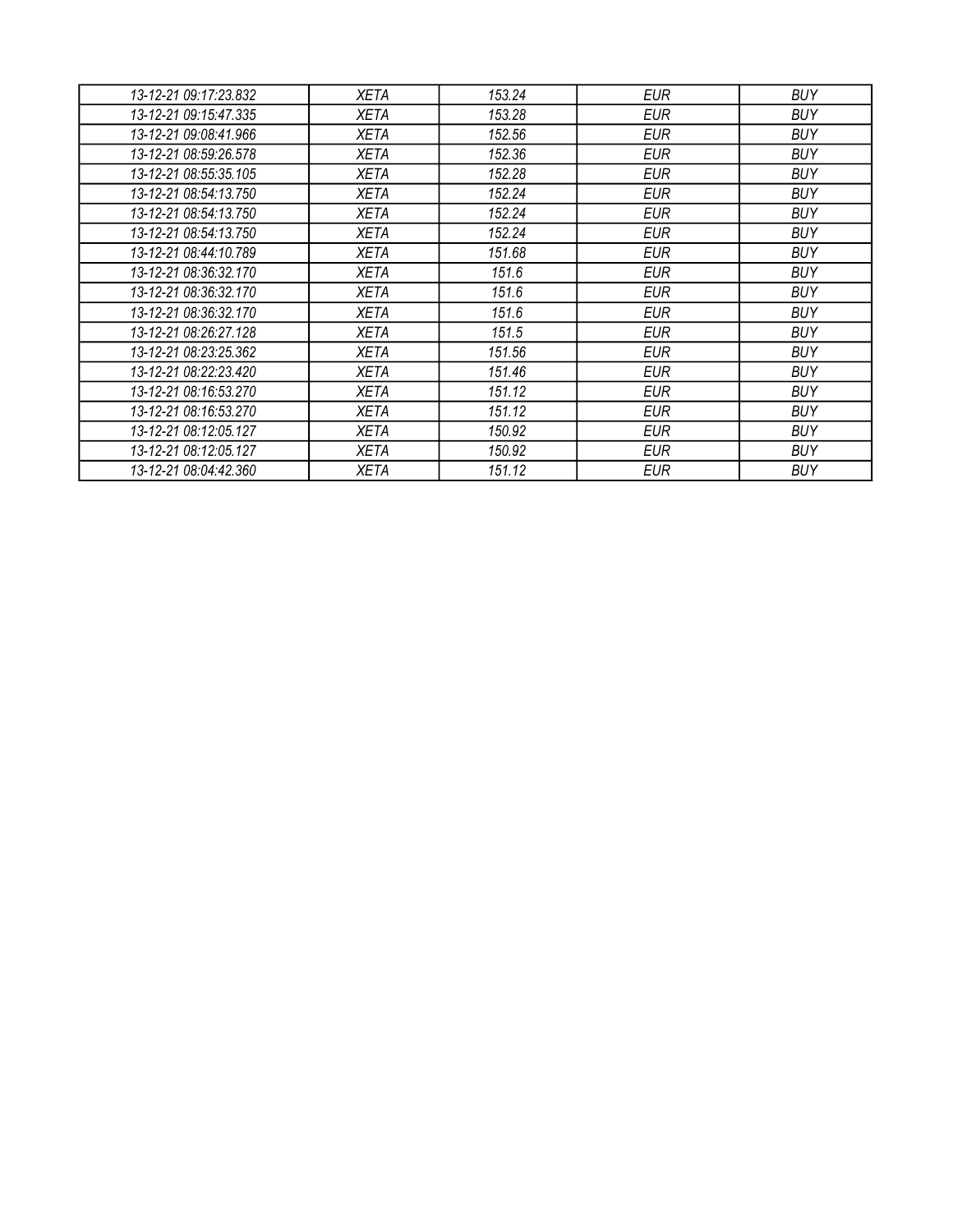| | | | | |
|---|---|---|---|---|
| *13-12-21 09:17:23.832* | *XETA* | *153.24* | *EUR* | *BUY* |
| *13-12-21 09:15:47.335* | *XETA* | *153.28* | *EUR* | *BUY* |
| *13-12-21 09:08:41.966* | *XETA* | *152.56* | *EUR* | *BUY* |
| *13-12-21 08:59:26.578* | *XETA* | *152.36* | *EUR* | *BUY* |
| *13-12-21 08:55:35.105* | *XETA* | *152.28* | *EUR* | *BUY* |
| *13-12-21 08:54:13.750* | *XETA* | *152.24* | *EUR* | *BUY* |
| *13-12-21 08:54:13.750* | *XETA* | *152.24* | *EUR* | *BUY* |
| *13-12-21 08:54:13.750* | *XETA* | *152.24* | *EUR* | *BUY* |
| *13-12-21 08:44:10.789* | *XETA* | *151.68* | *EUR* | *BUY* |
| *13-12-21 08:36:32.170* | *XETA* | *151.6* | *EUR* | *BUY* |
| *13-12-21 08:36:32.170* | *XETA* | *151.6* | *EUR* | *BUY* |
| *13-12-21 08:36:32.170* | *XETA* | *151.6* | *EUR* | *BUY* |
| *13-12-21 08:26:27.128* | *XETA* | *151.5* | *EUR* | *BUY* |
| *13-12-21 08:23:25.362* | *XETA* | *151.56* | *EUR* | *BUY* |
| *13-12-21 08:22:23.420* | *XETA* | *151.46* | *EUR* | *BUY* |
| *13-12-21 08:16:53.270* | *XETA* | *151.12* | *EUR* | *BUY* |
| *13-12-21 08:16:53.270* | *XETA* | *151.12* | *EUR* | *BUY* |
| *13-12-21 08:12:05.127* | *XETA* | *150.92* | *EUR* | *BUY* |
| *13-12-21 08:12:05.127* | *XETA* | *150.92* | *EUR* | *BUY* |
| *13-12-21 08:04:42.360* | *XETA* | *151.12* | *EUR* | *BUY* |